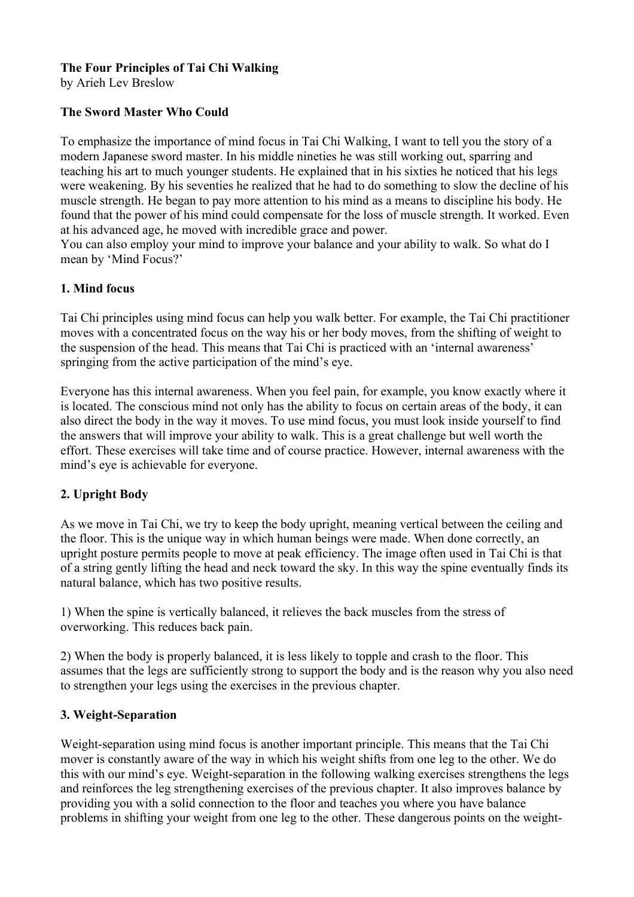**The Four Principles of Tai Chi Walking**
by Arieh Lev Breslow

**The Sword Master Who Could**

To emphasize the importance of mind focus in Tai Chi Walking, I want to tell you the story of a modern Japanese sword master. In his middle nineties he was still working out, sparring and teaching his art to much younger students. He explained that in his sixties he noticed that his legs were weakening. By his seventies he realized that he had to do something to slow the decline of his muscle strength. He began to pay more attention to his mind as a means to discipline his body. He found that the power of his mind could compensate for the loss of muscle strength. It worked. Even at his advanced age, he moved with incredible grace and power.
You can also employ your mind to improve your balance and your ability to walk. So what do I mean by 'Mind Focus?'

**1. Mind focus**

Tai Chi principles using mind focus can help you walk better. For example, the Tai Chi practitioner moves with a concentrated focus on the way his or her body moves, from the shifting of weight to the suspension of the head. This means that Tai Chi is practiced with an 'internal awareness' springing from the active participation of the mind's eye.

Everyone has this internal awareness. When you feel pain, for example, you know exactly where it is located. The conscious mind not only has the ability to focus on certain areas of the body, it can also direct the body in the way it moves. To use mind focus, you must look inside yourself to find the answers that will improve your ability to walk. This is a great challenge but well worth the effort. These exercises will take time and of course practice. However, internal awareness with the mind's eye is achievable for everyone.

**2. Upright Body**

As we move in Tai Chi, we try to keep the body upright, meaning vertical between the ceiling and the floor. This is the unique way in which human beings were made. When done correctly, an upright posture permits people to move at peak efficiency. The image often used in Tai Chi is that of a string gently lifting the head and neck toward the sky. In this way the spine eventually finds its natural balance, which has two positive results.

1) When the spine is vertically balanced, it relieves the back muscles from the stress of overworking. This reduces back pain.

2) When the body is properly balanced, it is less likely to topple and crash to the floor. This assumes that the legs are sufficiently strong to support the body and is the reason why you also need to strengthen your legs using the exercises in the previous chapter.

**3. Weight-Separation**

Weight-separation using mind focus is another important principle. This means that the Tai Chi mover is constantly aware of the way in which his weight shifts from one leg to the other. We do this with our mind's eye. Weight-separation in the following walking exercises strengthens the legs and reinforces the leg strengthening exercises of the previous chapter. It also improves balance by providing you with a solid connection to the floor and teaches you where you have balance problems in shifting your weight from one leg to the other. These dangerous points on the weight-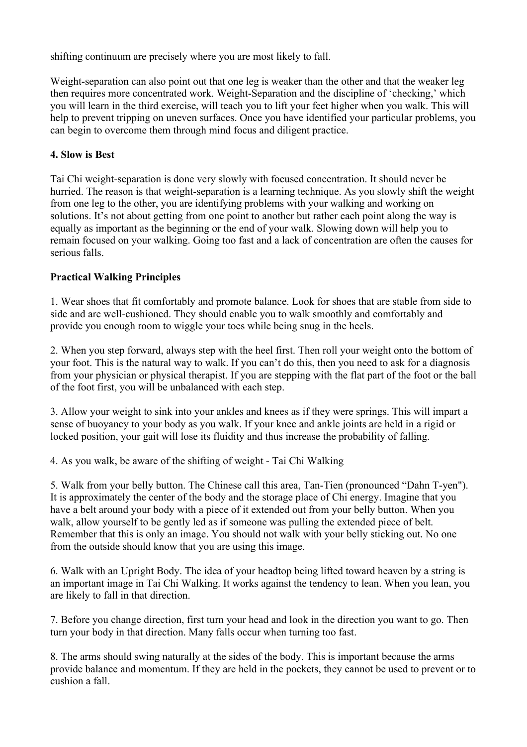shifting continuum are precisely where you are most likely to fall.

Weight-separation can also point out that one leg is weaker than the other and that the weaker leg then requires more concentrated work. Weight-Separation and the discipline of 'checking,' which you will learn in the third exercise, will teach you to lift your feet higher when you walk. This will help to prevent tripping on uneven surfaces. Once you have identified your particular problems, you can begin to overcome them through mind focus and diligent practice.

**4. Slow is Best**

Tai Chi weight-separation is done very slowly with focused concentration. It should never be hurried. The reason is that weight-separation is a learning technique. As you slowly shift the weight from one leg to the other, you are identifying problems with your walking and working on solutions. It's not about getting from one point to another but rather each point along the way is equally as important as the beginning or the end of your walk. Slowing down will help you to remain focused on your walking. Going too fast and a lack of concentration are often the causes for serious falls.

**Practical Walking Principles**

1. Wear shoes that fit comfortably and promote balance. Look for shoes that are stable from side to side and are well-cushioned. They should enable you to walk smoothly and comfortably and provide you enough room to wiggle your toes while being snug in the heels.

2. When you step forward, always step with the heel first. Then roll your weight onto the bottom of your foot. This is the natural way to walk. If you can't do this, then you need to ask for a diagnosis from your physician or physical therapist. If you are stepping with the flat part of the foot or the ball of the foot first, you will be unbalanced with each step.

3. Allow your weight to sink into your ankles and knees as if they were springs. This will impart a sense of buoyancy to your body as you walk. If your knee and ankle joints are held in a rigid or locked position, your gait will lose its fluidity and thus increase the probability of falling.

4. As you walk, be aware of the shifting of weight - Tai Chi Walking

5. Walk from your belly button. The Chinese call this area, Tan-Tien (pronounced "Dahn T-yen"). It is approximately the center of the body and the storage place of Chi energy. Imagine that you have a belt around your body with a piece of it extended out from your belly button. When you walk, allow yourself to be gently led as if someone was pulling the extended piece of belt. Remember that this is only an image. You should not walk with your belly sticking out. No one from the outside should know that you are using this image.

6. Walk with an Upright Body. The idea of your headtop being lifted toward heaven by a string is an important image in Tai Chi Walking. It works against the tendency to lean. When you lean, you are likely to fall in that direction.

7. Before you change direction, first turn your head and look in the direction you want to go. Then turn your body in that direction. Many falls occur when turning too fast.

8. The arms should swing naturally at the sides of the body. This is important because the arms provide balance and momentum. If they are held in the pockets, they cannot be used to prevent or to cushion a fall.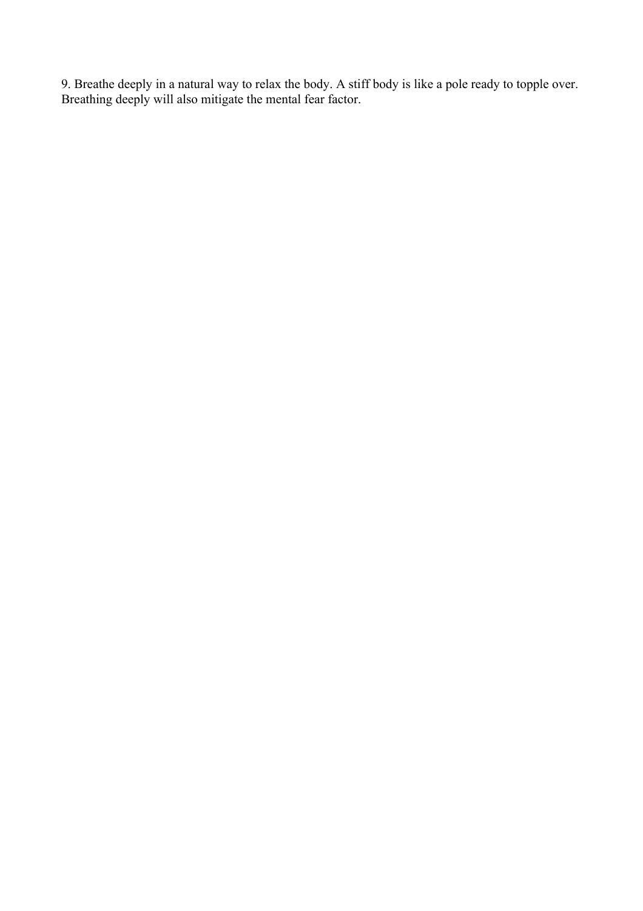9. Breathe deeply in a natural way to relax the body. A stiff body is like a pole ready to topple over. Breathing deeply will also mitigate the mental fear factor.